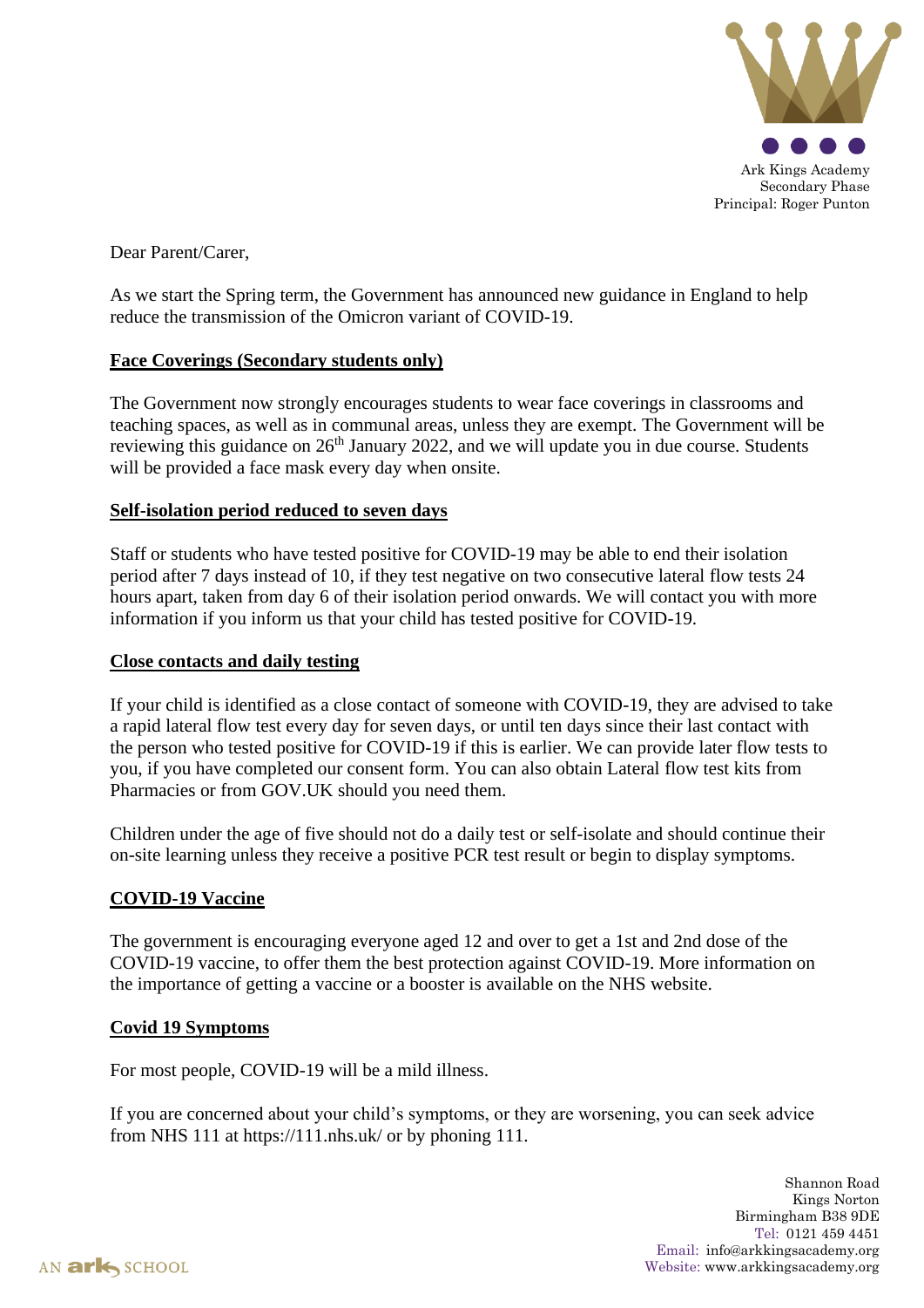Ark Kings Academy
Secondary Phase
Principal: Roger Punton

Dear Parent/Carer,

As we start the Spring term, the Government has announced new guidance in England to help reduce the transmission of the Omicron variant of COVID-19.

**Face Coverings (Secondary students only)**

The Government now strongly encourages students to wear face coverings in classrooms and teaching spaces, as well as in communal areas, unless they are exempt. The Government will be reviewing this guidance on 26th January 2022, and we will update you in due course. Students will be provided a face mask every day when onsite.

**Self-isolation period reduced to seven days**

Staff or students who have tested positive for COVID-19 may be able to end their isolation period after 7 days instead of 10, if they test negative on two consecutive lateral flow tests 24 hours apart, taken from day 6 of their isolation period onwards. We will contact you with more information if you inform us that your child has tested positive for COVID-19.

**Close contacts and daily testing**

If your child is identified as a close contact of someone with COVID-19, they are advised to take a rapid lateral flow test every day for seven days, or until ten days since their last contact with the person who tested positive for COVID-19 if this is earlier. We can provide later flow tests to you, if you have completed our consent form. You can also obtain Lateral flow test kits from Pharmacies or from GOV.UK should you need them.

Children under the age of five should not do a daily test or self-isolate and should continue their on-site learning unless they receive a positive PCR test result or begin to display symptoms.

**COVID-19 Vaccine**

The government is encouraging everyone aged 12 and over to get a 1st and 2nd dose of the COVID-19 vaccine, to offer them the best protection against COVID-19. More information on the importance of getting a vaccine or a booster is available on the NHS website.

**Covid 19 Symptoms**

For most people, COVID-19 will be a mild illness.

If you are concerned about your child's symptoms, or they are worsening, you can seek advice from NHS 111 at https://111.nhs.uk/ or by phoning 111.

Shannon Road
Kings Norton
Birmingham B38 9DE
Tel: 0121 459 4451
Email: info@arkkingsacademy.org
Website: www.arkkingsacademy.org

AN ark SCHOOL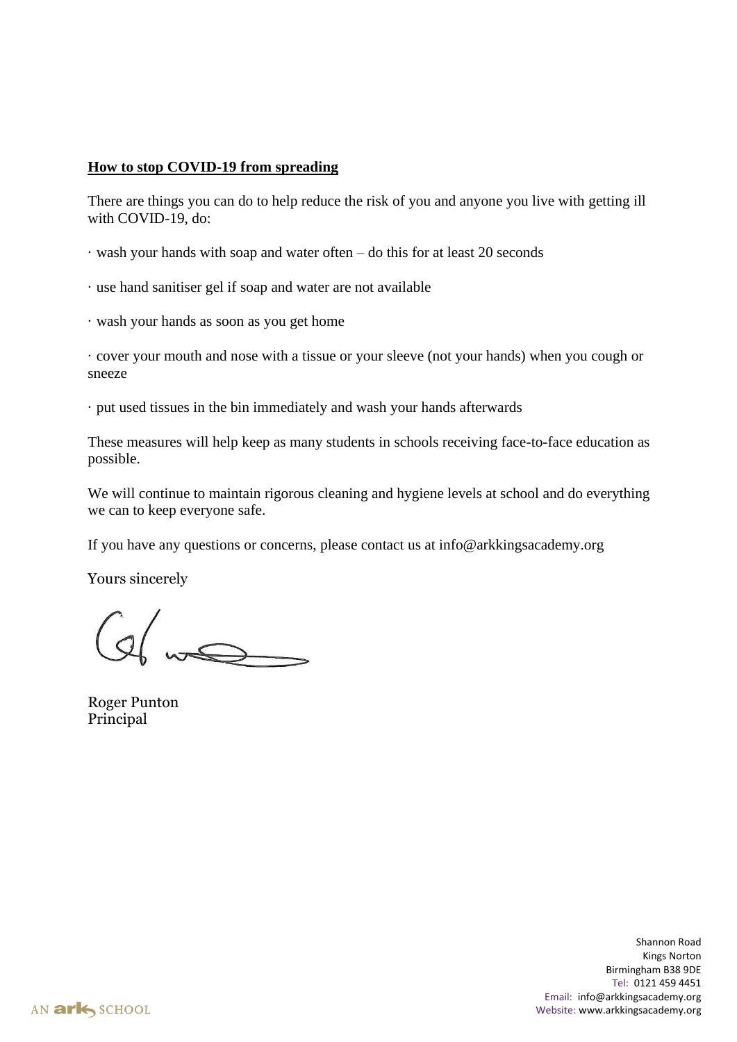**How to stop COVID-19 from spreading**

There are things you can do to help reduce the risk of you and anyone you live with getting ill with COVID-19, do:

- wash your hands with soap and water often – do this for at least 20 seconds
- use hand sanitiser gel if soap and water are not available
- wash your hands as soon as you get home
- cover your mouth and nose with a tissue or your sleeve (not your hands) when you cough or sneeze
- put used tissues in the bin immediately and wash your hands afterwards

These measures will help keep as many students in schools receiving face-to-face education as possible.

We will continue to maintain rigorous cleaning and hygiene levels at school and do everything we can to keep everyone safe.

If you have any questions or concerns, please contact us at info@arkkingsacademy.org

Yours sincerely

Roger Punton
Principal

AN ark SCHOOL

Shannon Road
Kings Norton
Birmingham B38 9DE
Tel: 0121 459 4451
Email: info@arkkingsacademy.org
Website: www.arkkingsacademy.org